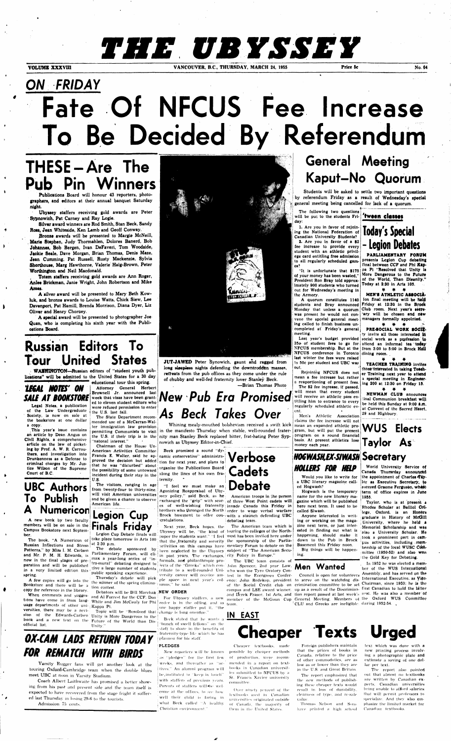# THE UBYSSEY

VOLUME XXXVIII — VANCOUVER, B.C., THURSDAY, MARCH 24, 1955 — Price 5c — No. 64

## ON FRIDAY

# Fate Of NFCUS Fee Increase To Be Decided By Referendum

## THESE—Are The Pub Pin Winners

Publications Board will honour 43 reporters, photographers, and editors at their annual banquet Saturday night.

Ubyssey staffers receiving gold awards are Peter Sypnowich, Pat Carney and Ray Logie.

Silver award winners are Rod Smith, Stan Beck, Sandy Ross, Jean Whiteside, Ken Lamb and Geoff Conway.

Bronze awards will be presented to Margie McNeill, Marie Stephen, Judy Thormahlen, Dolores Banerd, Bob Johannes, Bob Bergen, Ivan DeFaveri, Tom Woodside, Jackie Seale, Dave Morgan, Brian Thomas, Denis Maze, Jean Cumming, Pat Russell, Rusty Mackenzie, Sylvia Shorthouse, Marg Hawthorne, Valerie Haig-Brown, Peter Worthington and Neil Macdonald.

Totem staffers receiving gold awards are Ann Roger, Anlee Brickman, Janie Wright, John Robertson and Mike Ames.

A silver award will be presented to Mary Beth Kowluk, and bronze awards to Louise Watts, Chick Siew, Lee Davenport, Pat Hamill, Brenda Morrison, Diana Dyer, Liz Oliver and Henry Chorney.

A special award will be presented to photographer Joe Quan, who is completing his sixth year with the Publications Board.

## Russian Editors To Tour United States

WASHINGTON—Russian editors of "student youth publications" will be admitted to the United States for a 30 day educational tour this spring.

Attorney General Herbert Brownell Jr. announced last week that visas have been granted to eleven student editors who were refused permission to enter the U.S. last fall.

The State Department recommended use of a McCarran-Walter immigration law provision permitting Communists to visit the U.S. if their trip is in the "national interest."

Chairman of the House Un-American Activities Committee Francis E. Walter, said he approved the decision but added that he was "disturbed" about the possibility of some untoward incident during their stay in the U.S.

The visitors, ranging in age from twenty-four to thirty-nine, will visit American universities and be given a chance to observe American life.

## 'LEGAL NOTES' ON SALE AT BOOKSTORE

Legal Notes, a publication of the Law Undergraduate Society, is now on sale at the bookstore at one dollar a copy.

This year's issue contains an article by Dean Angus on Civil Rights, a comprehensive article on the law of picketing by Prof. A. W. R. Carrothers, and investigation into Drunkenness as a Defense to criminal charges by Mr. Justice Wilson of the Supreme Court of B.C.

## UBC Authors To Publish A Numericon

A new book by two faculty members will be on sale in the Campus Bookstore next September.

The book, "A Numericon of Russian Inflections and Stress Patterns," by Miss I. M. Carlsen and Mr. P. M. H. Edwards, is now in the final stages of preparation and will be published in a very limited edition this spring.

A few copies will go into the Bookstore and there will be a copy for reference in the library.

When comments and suggestions have come in from language departments of other universities, there may be a revision of the Edwards-Carlsen book and a new text on the official list.

## Legion Cup Finals Friday

Legion Cup Debate finals will take place tomorrow in Arts 100 at 2:30 p.m.

The debate sponsored by Parliamentary Forum, will climax a year-long series of "intra-mural" debating designed to give a large number of students public speaking experience.

Thursday's debate will pick the winner of the spring elimination contest.

Debaters will be Bill Marchak and Al Forrest for the CCF, Don White and Jim McCauly for Phi Kappa Pi.

Topic will be "Resolved that Unity is More Dangerous to the Future of the World than Disunity."

## OX-CAM LADS RETURN TODAY FOR REMATCH WITH BIRDS

Varsity Rugger fans will get another look at the touring Oxford-Cambridge team when the double blues meet UBC at noon in Varsity Stadium.

Coach Albert Laithwaite has promised a better showing from his past and present side and the team itself is expected to have recovered from the stage fright it suffered last Thursday in losing 29-6 to the tourists.

Admission 75 cents.

JUT-JAWED Peter Synowich, gaunt and ragged from long sleepless nights defending the downtrodden masses, retreats from the pub offices as they come under the rule of chubby and well-fed fraternity lover Stanley Beck. —Brian Thomas Photo

## New Pub Era Promised As Beck Takes Over

Whining mealy-mouthed bolshevism received a swift kick in the manifesto Thursday when stable, well-rounded fraternity man Stanley Beck replaced bitter, frat-hating Peter Sypnowich as Ubyssey Editor-in-Chief.

Beck promised a sound "dynamic conservative" administration for next year, and plans to organize the Publications Board along the lines of his own fraternity.

"I feel we must make an Agonizing Reappraisal of Ubyssey policy," said Beck, as he exchanged the "grip" with scores of well-wishing fraternity brothers who thronged the North Brock basement to offer congratulations.

Next year, Beck hopes, the Ubyssey will be, "the kind of paper the students want." "I feel that the fraternity and sorority activities on this campus have been neglected by the Ubyssey in past years. The exchanges, formals, and philanthropic projects of the "Greeks" which contribute to a well-rounded University career will receive ample space in next year's columns," he said.

**NEW ORDER**

For Ubyssey staffers, a new order is in the offing, and as one happy staffer put it, "the change is long overdue."

Beck stated that he wants a "bunch of swell fellows" on the staff to share in the benefits of fraternity-type life which he has planned for his staff.

**PLEDGES**

New reporters will be known as "pledges" for the first few weeks, and thereafter as "actives." An alumni program will be instituted to "keep in touch" with staffers of previous years. Parents of staffers will be welcome at the offices, to see how well their child is faring in what Beck called "A healthy Christian environment."

## Verbose Cadets Debate

American troops in the person of three West Point cadets will invade Canada this Friday in order to wage verbal warfare with a staunch defending UBC debating team.

The American team which is touring the colleges of the Northwest has been invited here under the sponsorship of the Parliamentary Forum to debate on the subject of "The American Security Policy in Europe."

The UBC team consists of John Spencer, 2nd year Law, who won the Tyro Oratory Contest in the Evergreen Conference; John Redekop, president of the Social Credit club on campus and LSE award winner; and Derek Fraser, 1st Arts, and member of the McGoun Cup team.

## General Meeting Kaput—No Quorum

Students will be asked to settle two important questions by referendum Friday as a result of Wednesday's special general meeting being cancelled for lack of a quorum.

The following two questions will be put to the students Friday:

1. Are you in favor of rejoining the National Federation of Canadian University Students?

2. Are you in favor of a $2 fee increase to provide every student with an athletic privilege card entitling free admission to all regularly scheduled games?

"It is unfortunate that $175 of your money has been wasted," President Ron Bray told approximately 900 students who turned out for Wednesday's meeting in the Armory.

A quorum constitutes 1140 students and Bray announced Monday that unless a quorum was present he would not convene the special general meeting called to finish business uncompleted at Friday's general meeting.

Last year's budget provided 35c of student fees to go for NFCUS membership. But at the NFCUS conference in Toronto last winter the fees were raised to 50c per student and UBC was out.

Rejoining NFCUS does not mean a fee increase but rather a reportioning of present fees.

The $2 fee increase, if passed, will mean that every student will receive an athletic pass entitling him to entrance to every regularly scheduled athletic event.

Men's Athletic Association claims the fee increase will not mean an expanded athletic program, but will put the present program on a sound financial basis. At present athletics lose money each year.

## HOGWASH,EX-SIWASH HOLLERS FOR HELP

Would you like to write for a UBC literary magazine called Hogwash?

Hogwash is the temporary name for the new literary magazine which will be published here next term. It used to be called Siwash.

Anyone interested in writing or working on the magazine next term, or just interested in finding out what is happening, should make it down to the Pub in Brock Basement this Friday noon.

Big things will be happening.

## Men Wanted

Council is open for volunteers to serve on the watchdog discrimination committee to be set up as a result of the Discrimination report passed at last week's General Meeting. Members of CLU and Greeks are ineligible.

## 'tween classes

## Today's Special - Legion Debates

PARLIAMENTARY FORUM presents Legion Cup debating final between CCF and Phi Kappa Pi "Resolved that Unity is More Dangerous to the Future of the World, Than Disunity." Today at 2:30 in Arts 105.

\* \* \*

MEN'S ATHLETIC ASSOCIATION final meeting will be held Friday at 12:30 in the Brock Club room. Next year's secretary will be chosen and new managers formally appointed.

\* \* \*

PRE-SOCIAL WORK SOCIETY invite all those interested in social work as a profession to attend an informal tea today from 3:00 to 5:00 in Brock Hall dining room.

\* \* \*

TEACHER TRAINING invites those interested in taking Teacher Training next year to attend a special meeting in Engineering 200 at 12:30 on Friday 15.

\* \* \*

NEWMAN CLUB announces final Communion breakfast will be held this Sunday at 9:00 a.m. at Convent of the Sacred Heart, 29 and Highbury.

## WUS Elects Taylor As Secretary

World University Service of Canada Thursday announced the appointment of Charles Taylor as Executive Secretary, to succeed Graeme Ferguson, whose term of office expires in June 1955.

Taylor, who is at present a Rhodes Scholar at Balliol College, Oxford, is an Honors graduate in History of McGill University, where he held a Memorial Scholarship and was also a University Scholar. He took a prominent part in campus activities, including membership of the local WUSC Committee (1950-52) and also won the Gold Key for Debating.

In 1952 he was elected a member of the WUS International Assembly, and has served on the International Executive, as Vice-Chairman, since 1953; he is the first Canadian to hold the latter post. He was also a member of the Oxford WUS Committee during 1952-54.

## IN EAST

# Cheaper Texts Urged

Cheaper textbooks, made possible by cheaper methods of production, were recommended in a report on textbooks in Canadian universities submitted to NFCUS by a St. Francis Xavier university committee.

Over ninety percent of the textbooks used in Canadian universities originated outside of Canada, the majority of them in the United States.

Foreign publishers maintain that the prices of books in Canada, relative to the price of other commodities, are as low as or lower than they are in the U.S. and Great Britain.

The report emphasized that the new methods of publishing these cheaper texts would result in loss of durability, clearness of type, and re-sale value.

Thomas Nelson and Sons have printed a high school text which was done with a new printing process involving a photographic plate and estimate a saving of one dollar per text.

The report also pointed out that almost no textbooks are written by Canadian experts. Canadian universities being unable to afford salaries that will permit professors to specialize. And they also emphasize the limited market for Canadian textbooks.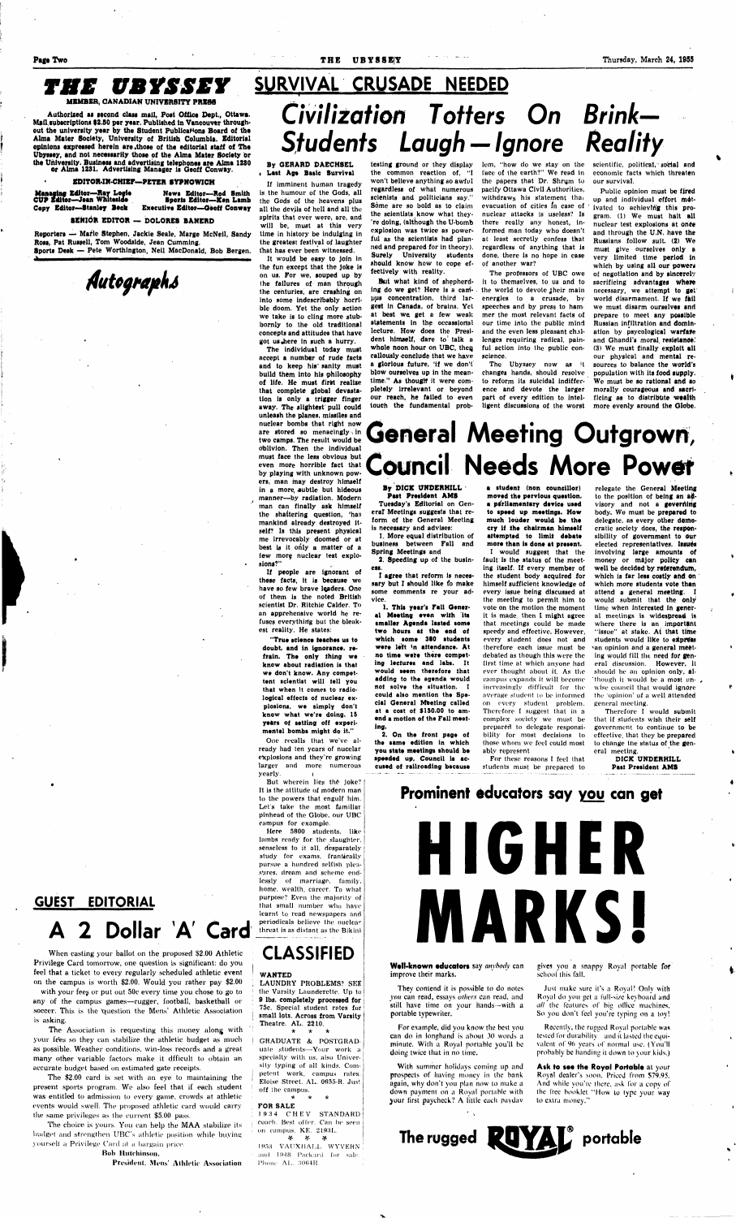# THE UBYSSEY

MEMBER, CANADIAN UNIVERSITY PRESS

Authorized as second class mail, Post Office Dept., Ottawa. Mail subscriptions $2.50 per year. Published in Vancouver throughout the university year by the Student Publications Board of the Alma Mater Society, University of British Columbia. Editorial opinions expressed herein are those of the editorial staff of The Ubyssey, and not necessarily those of the Alma Mater Society or the University. Business and advertising telephones are Alma 1230 or Alma 1231. Advertising Manager is Geoff Conway.

**EDITOR-IN-CHIEF—PETER SYPNOWICH**

Managing Editor—Ray Logie | News Editor—Rod Smith
CUP Editor—Jean Whiteside | Sports Editor—Ken Lamb
Copy Editor—Stanley Beck | Executive Editor—Geoff Conway

**SENIOR EDITOR — DOLORES BANERD**

Reporters — Marie Stephen, Jackie Seale, Marge McNeil, Sandy Ross, Pat Russell, Tom Woodside, Jean Cumming.
Sports Desk — Pete Worthington, Neil MacDonald, Bob Bergen.

*Autographs*

## SURVIVAL CRUSADE NEEDED

# Civilization Totters On Brink—Students Laugh—Ignore Reality

**By GERARD DAECHSEL**
**Last Age Basic Survival**

If imminent human tragedy is the humour of the Gods, all the Gods of the heavens plus all the devils of hell and all the spirits that ever were, are, and will be, must at this very time in history be indulging in the greatest festival of laughter that has ever been witnessed.

It would be easy to join in the fun except that the joke is on us. For we, souped up by the failures of man through the centuries, are crashing on into some indescribably horrible doom. Yet the only action we take is to cling more stubbornly to the old traditional concepts and attitudes that have got us here in such a hurry.

The individual today must accept a number of rude facts and to keep his sanity must build them into his philosophy of life. He must first realize that complete global devastation is only a trigger finger away. The slightest pull could unleash the planes, missiles and nuclear bombs that right now are stored so menacingly in two camps. The result would be oblivion. Then the individual must face the less obvious but even more horrible fact that by playing with unknown powers, man may destroy himself in a more subtle but hideous manner—by radiation. Modern man can finally ask himself the shattering question, 'has mankind already destroyed itself? Is this present physical me irrevocably doomed or at best is it only a matter of a few more nuclear test explosions?"

If people are ignorant of these facts, it is because we have so few brave leaders. One of them is the noted British scientist Dr. Ritchie Calder. To an apprehensive world he refuses everything but the bleakest reality. He states:

**"True science teaches us to doubt, and in ignorance, refrain. The only thing we know about radiation is that we don't know. Any competent scientist will tell you that when it comes to radiological effects of nuclear explosions, we simply don't know what we're doing. 15 years of setting off experimental bombs might do it."**

One recalls that we've already had ten years of nuclear explosions and they're growing larger and more numerous yearly.

But wherein lies the joke? It is the attitude of modern man to the powers that engulf him. Let's take the most familiar pinhead of the Globe, our UBC campus for example.

Here 5800 students, like lambs ready for the slaughter, senseless to it all, desparately study for exams, frantically pursue a hundred selfish pleasures, dream and scheme endlessly of marriage, family, home, wealth, career. To what purpose? Even the majority of that small number who have learnt to read newspapers and periodicals believe the nuclear threat is as distant as the Bikini testing ground or they display the common reaction of, "I won't believe anything so awful regardless of what numerous scientists and politicians say." Some are so bold as to claim the scientists know what they're doing, (although the U-bomb explosion was twice as powerful as the scientists had planned and prepared for in theory). Surely University students should know how to cope effectively with reality.

But what kind of shepherding do we get? Here is a campus concentration, third largest in Canada, of brains. Yet at best we get a few weak statements in the occasional lecture. How does the President himself, dare to talk a whole noon hour on UBC, then callously conclude that we have a glorious future, 'if we don't blow ourselves up in the meantime." As though it were completely irrelevant or beyond our reach, he failed to even touch the fundamental problem, "how do we stay on the face of the earth?" We read in the papers that Dr. Shrum to pacify Ottawa Civil Authorities, withdraws his statement that evacuation of cities in case of nuclear attacks is useless? Is there really any honest, informed man today who doesn't at least secretly confess that regardless of anything that is done, there is no hope in case of another war?

The professors of UBC owe it to themselves, to us and to the world to devote their main energies to a crusade, by speeches and by press to hammer the most relevant facts of our time into the public mind and the even less pleasant challenges requiring radical, painful action into the public conscience.

The Ubyssey now as it changes hands, should resolve to reform its suicidal indifference and devote the larger part of every edition to intelligent discussions of the worst scientific, political, social and economic facts which threaten our survival.

Public opinion must be fired up and individual effort motivated to achieving this program. (1) We must halt all nuclear test explosions at once and through the U.N. have the Russians follow suit. (2) We must give ourselves only a very limited time period in which by using all our powers of negotiation and by sincerely sacrificing advantages where necessary, we attempt to get world disarmament. If we fail we must disarm ourselves and prepare to meet any possible Russian infiltration and domination by psycological warfare and Ghandi's moral resistance. (3) We must finally exploit all our physical and mental resources to balance the world's population with its food supply. We must be so rational and so morally courageous and sacrificing as to distribute wealth more evenly around the Globe.

# General Meeting Outgrown, Council Needs More Power

**By DICK UNDERHILL**
**Past President AMS**

Tuesday's Editorial on General Meetings suggests that reform of the General Meeting is necessary and advises:

1. More equal distribution of business between Fall and Spring Meetings and

2. Speeding up of the business.

I agree that reform is necessary but I should like to make some comments re your advice.

**1. This year's Fall General Meeting even with its smaller Agenda lasted some two hours at the end of which some 380 students were left in attendance. At no time were there competing lectures and labs. It would seem therefore that adding to the agenda would not solve the situation. I could also mention the Special General Meeting called at a cost of $150.00 to amend a motion of the Fall meeting.**

**2. On the front page of the same edition in which you state meetings should be speeded up, Council is accused of railroading because a student (non councillor) moved the pervious question, a parliamentary device used to speed up meetings. How much louder would be the cry if the chairman himself attempted to limit debate more than is done at present.**

I would suggest that the fault is the status of the meeting itself. If every member of the student body acquired for himself sufficient knowledge of every issue being discussed at the meeting to permit him to vote on the motion the moment it is made then I might agree that meetings could be made speedy and effective. However, every student does not and therefore each issue must be debated as though this were the first time at which anyone had ever thought about it. As the campus expands it will become increasingly difficult for the average student to be informed on every student problem. Therefore I suggest that in a complex society we must be prepared to delegate responsibility for most decisions to those whom we feel could most ably represent

For these reasons I feel that students must be prepared to relegate the General Meeting to the position of being an advisory and not a governing body. We must be prepared to delegate, as every other democratic society does, the responsibility of government to our elected representatives. Issues involving large amounts of money or major policy can well be decided by referendum, which is far less costly and on which more students vote than attend a general meeting. I would submit that the only time when interested in general meetings is widespread is where there is an important "issue" at stake. At that time students would like to express an opinion and a general meeting would fill the need for general discussion. However, it should be an opinion only, although it would be a most unwise council that would ignore the opinion of a well attended general meeting.

Therefore I would submit that if students wish their self government to continue to be effective, that they be prepared to change the status of the general meeting.

**DICK UNDERHILL**
**Past President AMS**

## GUEST EDITORIAL

# A 2 Dollar 'A' Card

When casting your ballot on the proposed $2.00 Athletic Privilege Card tomorrow, one question is significant: do you feel that a ticket to every regularly scheduled athletic event on the campus is worth $2.00. Would you rather pay $2.00 with your fees or put out 50c every time you chose to go to any of the campus games—rugger, football, basketball or soccer. This is the question the Mens' Athletic Association is asking.

The Association is requesting this money along with your fees so they can stabilize the athletic budget as much as possible. Weather conditions, win-loss records and a great many other variable factors make it difficult to obtain an accurate budget based on estimated gate receipts.

The $2.00 card is set with an eye to maintaining the present sports program. We also feel that if each student was entitled to admission to every game, crowds at athletic events would swell. The proposed athletic card would carry the same privileges as the current $5.00 pass.

The choice is yours. You can help the MAA stabilize its budget and strengthen UBC's athletic position while buying yourself a Privilege Card at a bargain price.

**Bob Hutchinson,**
**President, Mens' Athletic Association**

# CLASSIFIED

**WANTED**

LAUNDRY PROBLEMS? SEE the Varsity Launderette. Up to **9 lbs. completely processed for** 75c. Special student rates for **small lots. Across from Varsity Theatre. AL. 2210.**

\* \* \*

GRADUATE & POSTGRADUATE students—Your work a specialty with us, also University typing of all kinds. Competent work, campus rates. Eloise Street, AL. 0655-R. Just off the campus.

\* \* \*

**FOR SALE**

1934 CHEV STANDARD couch. Best offer. Can be seen on campus. KE. 2193L.

\* \* \*

1953 VAUXHALL WYVERN and 1948 Packard for sale. Phone AL. 3064R.

## Prominent educators say you can get

# HIGHER MARKS!

**Well-known educators** say *anybody* can improve their marks.

They contend it is possible to do notes *you* can read, essays *others* can read, and still have time on your hands—with a portable typewriter.

For example, did you know the best you can do in longhand is about 30 words a minute. With a Royal portable you'll be doing twice that in no time.

With summer holidays coming up and prospects of having money in the bank again, why don't you plan now to make a down payment on a Royal portable with your first paycheck? A little each payday gives you a snappy Royal portable for school this fall.

Just make sure it's a Royal! Only with Royal do you get a full-size keyboard and *all* the features of big office machines. So you don't feel you're typing on a toy!

Recently, the rugged Royal portable was tested for durability and it lasted the equivalent of 96 years of normal use. (You'll probably be handing it down to your kids.)

**Ask to see the Royal Portable** at your Royal dealer's soon. Priced from $79.95. And while you're there, ask for a copy of the free booklet "How to type your way to extra money."

**The rugged ROYAL® portable**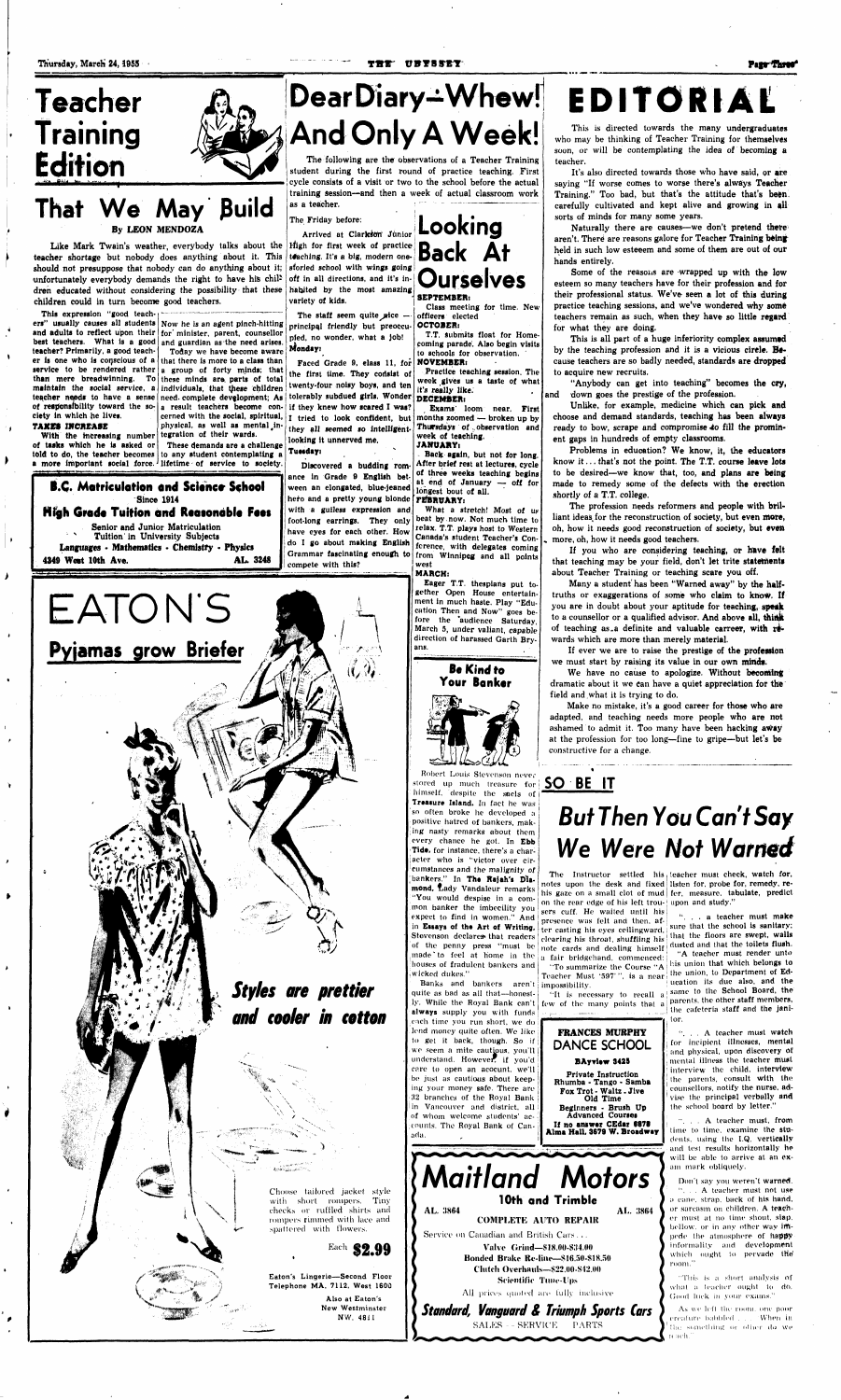# Teacher Training Edition

## That We May Build

By LEON MENDOZA

Like Mark Twain's weather, everybody talks about the teacher shortage but nobody does anything about it. This should not presuppose that nobody can do anything about it; unfortunately everybody demands the right to have his children educated without considering the possibility that these children could in turn become good teachers.

This expression "good teachers" usually causes all students and adults to reflect upon their best teachers. What is a good teacher? Primarily, a good teacher is one who is conscious of a service to be rendered rather than mere breadwinning. To maintain the social service, a teacher needs to have a sense of responsibility toward the society in which he lives.

**TAKES INCREASE**

With the increasing number of tasks which he is asked or told to do, the teacher becomes a more important social force. Now he is an agent pinch-hitting for minister, parent, counsellor and guardian as the need arises.

Today we have become aware that there is more to a class than a group of forty minds; that these minds are parts of total individuals, that these children need complete development; As a result teachers become concerned with the social, spiritual, physical, as well as mental integration of their wards.

These demands are a challenge to any student contemplating a lifetime of service to society.

---

**B.C. Matriculation and Science School**
Since 1914
**High Grade Tuition and Reasonable Fees**
Senior and Junior Matriculation
Tuition in University Subjects
Languages - Mathematics - Chemistry - Physics
4349 West 10th Ave. AL. 3248

---

# Dear Diary—Whew! And Only A Week!

The following are the observations of a Teacher Training student during the first round of practice teaching. First cycle consists of a visit or two to the school before the actual training session—and then a week of actual classroom work as a teacher.

The Friday before:

Arrived at Clarkton Junior High for first week of practice teaching. It's a big, modern one-storied school with wings going off in all directions, and it's inhabited by the most amazing variety of kids.

The staff seem quite nice — principal friendly but preoccupied, no wonder, what a job!

**Monday:**

Faced Grade 9, class 11, for the first time. They consist of twenty-four noisy boys, and ten tolerably subdued girls. Wonder if they knew how scared I was? I tried to look confident, but they all seemed so intelligent-looking it unnerved me.

**Tuesday:**

Discovered a budding romance in Grade 9 English between an elongated, blue-jeaned hero and a pretty young blonde with a guileless expression and foot-long earrings. They only have eyes for each other. How do I go about making English Grammar fascinating enough to compete with this?

---

# Looking Back At Ourselves

**SEPTEMBER:**

Class meeting for time. New officers elected

**OCTOBER:**

T.T. submits float for Homecoming parade. Also begin visits to schools for observation.

**NOVEMBER:**

Practice teaching session. The week gives us a taste of what it's really like.

**DECEMBER:**

Exams loom near. First months zoomed — broken up by Thursdays of observation and week of teaching.

**JANUARY:**

Back again, but not for long. After brief rest at lectures, cycle of three weeks teaching begins at end of January — off for longest bout of all.

**FEBRUARY:**

What a stretch! Most of us beat by now. Not much time to relax. T.T. plays host to Western Canada's student Teacher's Conference, with delegates coming from Winnipeg and all points west.

**MARCH:**

Eager T.T. thespians put together Open House entertainment in much haste. Play "Education Then and Now" goes before the audience Saturday, March 5, under valiant, capable direction of harassed Garth Bryans.

---

**Be Kind to Your Banker**

Robert Louis Stevenson never stored up much treasure for himself, despite the sales of **Treasure Island.** In fact he was so often broke he developed a positive hatred of bankers, making nasty remarks about them every chance he got. In **Ebb Tide,** for instance, there's a character who is "victor over circumstances and the malignity of bankers." In **The Rajah's Diamond,** Lady Vandaleur remarks "You would despise in a common banker the imbecility you expect to find in women." And in **Essays of the Art of Writing,** Stevenson declares that readers of the penny press "must be made to feel at home in the houses of fradulent bankers and wicked dukes."

Banks and bankers aren't quite as bad as all that—honestly. While the Royal Bank can't **always** supply you with funds each time you run short, we do lend money quite often. We like to get it back, though. So if we seem a mite cautious, you'll understand. However, if you'd care to open an account, we'll be just as cautious about keeping your money safe. There are 32 branches of the Royal Bank in Vancouver and district, all of whom welcome students' accounts. The Royal Bank of Canada.

---

# EDITORIAL

This is directed towards the many undergraduates who may be thinking of Teacher Training for themselves soon, or will be contemplating the idea of becoming a teacher.

It's also directed towards those who have said, or are saying "If worse comes to worse there's always Teacher Training." Too bad, but that's the attitude that's been carefully cultivated and kept alive and growing in all sorts of minds for many some years.

Naturally there are causes—we don't pretend there aren't. There are reasons galore for Teacher Training being held in such low esteem and some of them are out of our hands entirely.

Some of the reasons are wrapped up with the low esteem so many teachers have for their profession and for their professional status. We've seen a lot of this during practice teaching sessions, and we've wondered why some teachers remain as such, when they have so little regard for what they are doing.

This is all part of a huge inferiority complex assumed by the teaching profession and it is a vicious circle. Because teachers are so badly needed, standards are dropped to acquire new recruits.

"Anybody can get into teaching" becomes the cry, and down goes the prestige of the profession.

Unlike, for example, medicine which can pick and choose and demand standards, teaching has been always ready to bow, scrape and compromise to fill the prominent gaps in hundreds of empty classrooms.

Problems in education? We know it, the educators know it ... that's not the point. The T.T. course leave lots to be desired—we know that, too, and plans are being made to remedy some of the defects with the erection shortly of a T.T. college.

The profession needs reformers and people with brilliant ideas for the reconstruction of society, but even more, oh, how it needs good reconstruction of society, but even more, oh, how it needs good teachers.

If you who are considering teaching, or have felt that teaching may be your field, don't let trite statements about Teacher Training or teaching scare you off.

Many a student has been "Warned away" by the half-truths or exaggerations of some who claim to know. If you are in doubt about your aptitude for teaching, speak to a counsellor or a qualified advisor. And above all, think of teaching as a definite and valuable carreer, with rewards which are more than merely material.

If ever we are to raise the prestige of the profession we must start by raising its value in our own minds.

We have no cause to apologize. Without becoming dramatic about it we can have a quiet appreciation for the field and what it is trying to do.

Make no mistake, it's a good career for those who are adapted, and teaching needs more people who are not ashamed to admit it. Too many have been hacking away at the profession for too long—fine to gripe—but let's be constructive for a change.

---

## SO BE IT

# But Then You Can't Say We Were Not Warned

The Instructor settled his notes upon the desk and fixed his gaze on a small clot of mud on the rear edge of his left trousers cuff. He waited until his presence was felt and then, after casting his eyes ceilingward, clearing his throat, shuffling his note cards and dealing himself a fair bridgehand, commenced:

"To summarize the Course "A Teacher Must '597'", is a near impossibility.

"It is necessary to recall a few of the many points that a teacher must check, watch for, listen for, probe for, remedy, refer, measure, tabulate, predict upon and study."

". . . a teacher must make sure that the school is sanitary; that the floors are swept, walls dusted and that the toilets flush. "A teacher must render unto his union that which belongs to the union, to Department of Education its due also, and the same to the School Board, the parents, the other staff members, the cafeteria staff and the janitor.

". . . A teacher must watch for incipient illnesses, mental and physical, upon discovery of mental illness the teacher must interview the child, interview the parents, consult with the counsellors, notify the nurse, advise the principal verbally and the school board by letter."

". . . A teacher must, from time to time, examine the students, using the I.Q. vertically and test results horizontally he will be able to arrive at an exam mark obliquely.

Don't say you weren't warned.

". . . A teacher must not use a cane, strap, back of his hand, or sarcasm on children. A teacher must at no time shout, slap, bellow, or in any other way impede the atmosphere of happy informality and development which ought to pervade the room."

"This is a short analysis of what a teacher ought to do. Good luck in your exams."

As we left the room, one poor creature sobbed, "When in the something or other do we teach."

---

# EATON'S

**Pyjamas grow Briefer**

***Styles are prettier and cooler in cotton***

Choose tailored jacket style with short rompers. Tiny checks or ruffled shirts and rompers rimmed with lace and spattered with flowers.

Each **$2.99**

Eaton's Lingerie—Second Floor
Telephone MA. 7112, West 1600

Also at Eaton's
New Westminster
NW. 4811

---

**FRANCES MURPHY DANCE SCHOOL**
BAyview 3425
Private Instruction
Rhumba - Tango - Samba
Fox Trot - Waltz - Jive
Old Time
Beginners - Brush Up
Advanced Courses
If no answer CEdar 6878
Alma Hall, 3679 W. Broadway

---

# Maitland Motors

**10th and Trimble**

AL. 3864 AL. 3864

**COMPLETE AUTO REPAIR**

Service on Canadian and British Cars . . .

Valve Grind—$18.00-$34.00
Bonded Brake Re-line—$16.50-$18.50
Clutch Overhauls—$22.00-$42.00
Scientific Tune-Ups

All prices quoted are fully inclusive

***Standard, Vanguard & Triumph Sports Cars***

SALES — SERVICE — PARTS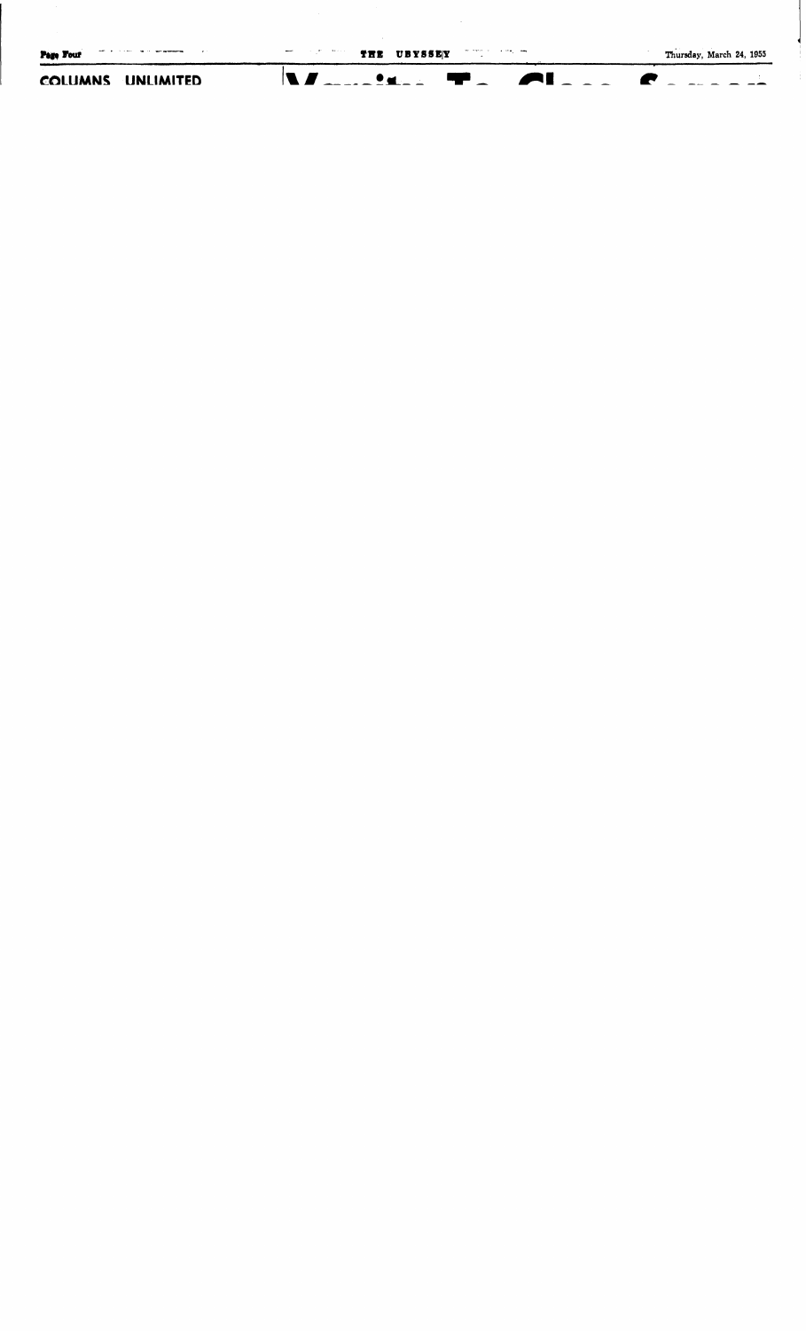## COLUMNS UNLIMITED

# Varsity To Close Season